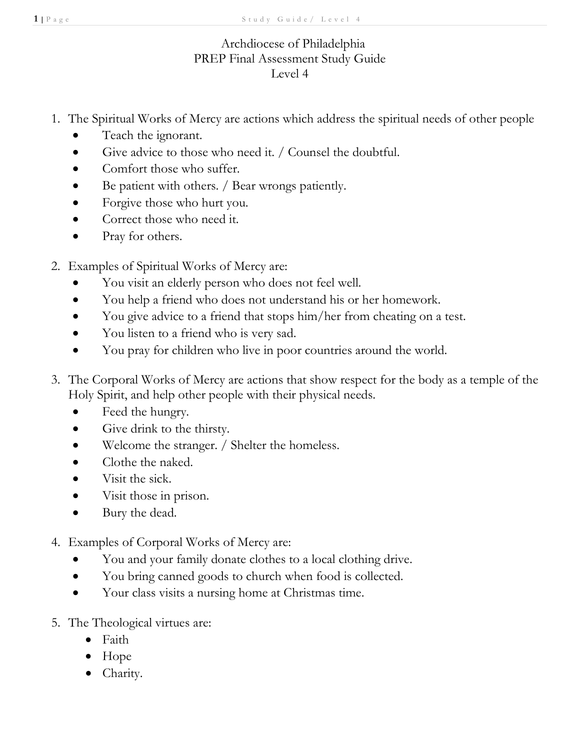# Archdiocese of Philadelphia
## PREP Final Assessment Study Guide
## Level 4

1. The Spiritual Works of Mercy are actions which address the spiritual needs of other people
   - Teach the ignorant.
   - Give advice to those who need it. / Counsel the doubtful.
   - Comfort those who suffer.
   - Be patient with others. / Bear wrongs patiently.
   - Forgive those who hurt you.
   - Correct those who need it.
   - Pray for others.

2. Examples of Spiritual Works of Mercy are:
   - You visit an elderly person who does not feel well.
   - You help a friend who does not understand his or her homework.
   - You give advice to a friend that stops him/her from cheating on a test.
   - You listen to a friend who is very sad.
   - You pray for children who live in poor countries around the world.

3. The Corporal Works of Mercy are actions that show respect for the body as a temple of the Holy Spirit, and help other people with their physical needs.
   - Feed the hungry.
   - Give drink to the thirsty.
   - Welcome the stranger. / Shelter the homeless.
   - Clothe the naked.
   - Visit the sick.
   - Visit those in prison.
   - Bury the dead.

4. Examples of Corporal Works of Mercy are:
   - You and your family donate clothes to a local clothing drive.
   - You bring canned goods to church when food is collected.
   - Your class visits a nursing home at Christmas time.

5. The Theological virtues are:
   - Faith
   - Hope
   - Charity.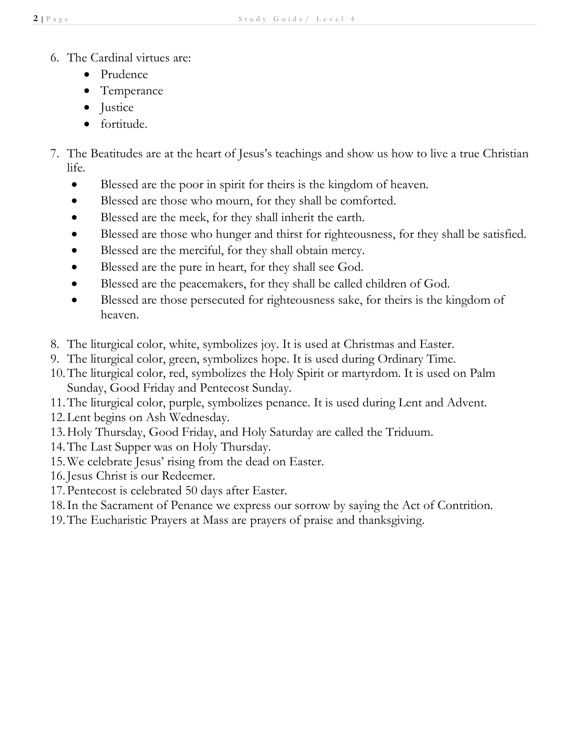6. The Cardinal virtues are:
    - Prudence
    - Temperance
    - Justice
    - fortitude.
7. The Beatitudes are at the heart of Jesus's teachings and show us how to live a true Christian life.
    - Blessed are the poor in spirit for theirs is the kingdom of heaven.
    - Blessed are those who mourn, for they shall be comforted.
    - Blessed are the meek, for they shall inherit the earth.
    - Blessed are those who hunger and thirst for righteousness, for they shall be satisfied.
    - Blessed are the merciful, for they shall obtain mercy.
    - Blessed are the pure in heart, for they shall see God.
    - Blessed are the peacemakers, for they shall be called children of God.
    - Blessed are those persecuted for righteousness sake, for theirs is the kingdom of heaven.
8. The liturgical color, white, symbolizes joy. It is used at Christmas and Easter.
9. The liturgical color, green, symbolizes hope. It is used during Ordinary Time.
10. The liturgical color, red, symbolizes the Holy Spirit or martyrdom. It is used on Palm Sunday, Good Friday and Pentecost Sunday.
11. The liturgical color, purple, symbolizes penance. It is used during Lent and Advent.
12. Lent begins on Ash Wednesday.
13. Holy Thursday, Good Friday, and Holy Saturday are called the Triduum.
14. The Last Supper was on Holy Thursday.
15. We celebrate Jesus' rising from the dead on Easter.
16. Jesus Christ is our Redeemer.
17. Pentecost is celebrated 50 days after Easter.
18. In the Sacrament of Penance we express our sorrow by saying the Act of Contrition.
19. The Eucharistic Prayers at Mass are prayers of praise and thanksgiving.